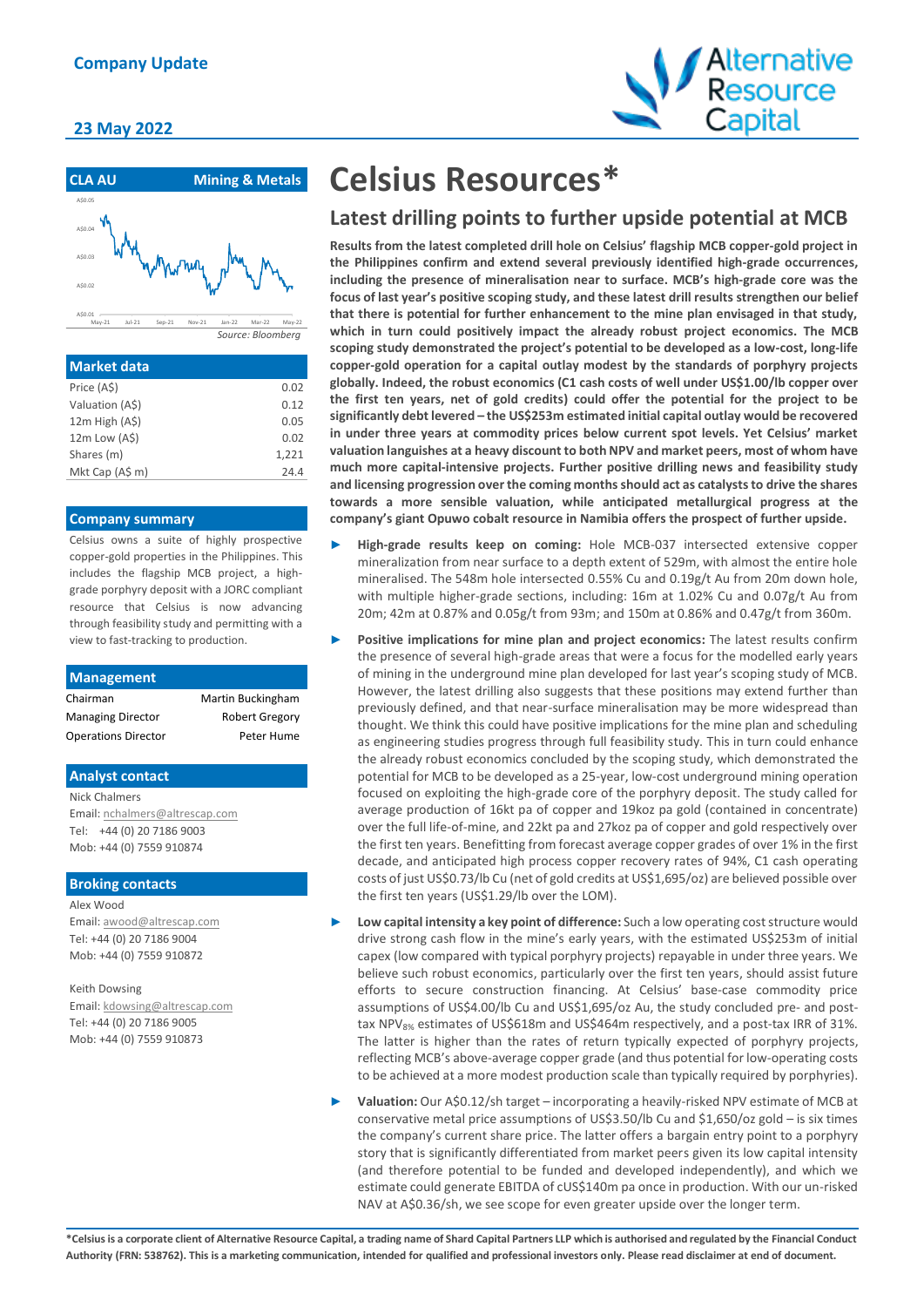Company Update

23 May 2022

# Celsius Resources*

## Latest drilling points to further upside potential at MCB

| CLA AU | Mining & Metals |
|---|---|

Source: Bloomberg

| Market data | |
|---|---|
| Price (A$) | 0.02 |
| Valuation (A$) | 0.12 |
| 12m High (A$) | 0.05 |
| 12m Low (A$) | 0.02 |
| Shares (m) | 1,221 |
| Mkt Cap (A$ m) | 24.4 |

**Company summary**

Celsius owns a suite of highly prospective copper-gold properties in the Philippines. This includes the flagship MCB project, a high-grade porphyry deposit with a JORC compliant resource that Celsius is now advancing through feasibility study and permitting with a view to fast-tracking to production.

| Management | |
|---|---|
| Chairman | Martin Buckingham |
| Managing Director | Robert Gregory |
| Operations Director | Peter Hume |

**Analyst contact**

Nick Chalmers
Email: nchalmers@altrescap.com
Tel: +44 (0) 20 7186 9003
Mob: +44 (0) 7559 910874

**Broking contacts**

Alex Wood
Email: awood@altrescap.com
Tel: +44 (0) 20 7186 9004
Mob: +44 (0) 7559 910872

Keith Dowsing
Email: kdowsing@altrescap.com
Tel: +44 (0) 20 7186 9005
Mob: +44 (0) 7559 910873

**Results from the latest completed drill hole on Celsius' flagship MCB copper-gold project in the Philippines confirm and extend several previously identified high-grade occurrences, including the presence of mineralisation near to surface. MCB's high-grade core was the focus of last year's positive scoping study, and these latest drill results strengthen our belief that there is potential for further enhancement to the mine plan envisaged in that study, which in turn could positively impact the already robust project economics. The MCB scoping study demonstrated the project's potential to be developed as a low-cost, long-life copper-gold operation for a capital outlay modest by the standards of porphyry projects globally. Indeed, the robust economics (C1 cash costs of well under US$1.00/lb copper over the first ten years, net of gold credits) could offer the potential for the project to be significantly debt levered – the US$253m estimated initial capital outlay would be recovered in under three years at commodity prices below current spot levels. Yet Celsius' market valuation languishes at a heavy discount to both NPV and market peers, most of whom have much more capital-intensive projects. Further positive drilling news and feasibility study and licensing progression over the coming months should act as catalysts to drive the shares towards a more sensible valuation, while anticipated metallurgical progress at the company's giant Opuwo cobalt resource in Namibia offers the prospect of further upside.**

- **High-grade results keep on coming:** Hole MCB-037 intersected extensive copper mineralisation from near surface to a depth extent of 529m, with almost the entire hole mineralised. The 548m hole intersected 0.55% Cu and 0.19g/t Au from 20m down hole, with multiple higher-grade sections, including: 16m at 1.02% Cu and 0.07g/t Au from 20m; 42m at 0.87% and 0.05g/t from 93m; and 150m at 0.86% and 0.47g/t from 360m.
- **Positive implications for mine plan and project economics:** The latest results confirm the presence of several high-grade areas that were a focus for the modelled early years of mining in the underground mine plan developed for last year's scoping study of MCB. However, the latest drilling also suggests that these positions may extend further than previously defined, and that near-surface mineralisation may be more widespread than thought. We think this could have positive implications for the mine plan and scheduling as engineering studies progress through full feasibility study. This in turn could enhance the already robust economics concluded by the scoping study, which demonstrated the potential for MCB to be developed as a 25-year, low-cost underground mining operation focused on exploiting the high-grade core of the porphyry deposit. The study called for average production of 16kt pa of copper and 19koz pa gold (contained in concentrate) over the full life-of-mine, and 22kt pa and 27koz pa of copper and gold respectively over the first ten years. Benefitting from forecast average copper grades of over 1% in the first decade, and anticipated high process copper recovery rates of 94%, C1 cash operating costs of just US$0.73/lb Cu (net of gold credits at US$1,695/oz) are believed possible over the first ten years (US$1.29/lb over the LOM).
- **Low capital intensity a key point of difference:** Such a low operating cost structure would drive strong cash flow in the mine's early years, with the estimated US$253m of initial capex (low compared with typical porphyry projects) repayable in under three years. We believe such robust economics, particularly over the first ten years, should assist future efforts to secure construction financing. At Celsius' base-case commodity price assumptions of US$4.00/lb Cu and US$1,695/oz Au, the study concluded pre- and post-tax $NPV_{8\%}$ estimates of US$618m and US$464m respectively, and a post-tax IRR of 31%. The latter is higher than the rates of return typically expected of porphyry projects, reflecting MCB's above-average copper grade (and thus potential for low-operating costs to be achieved at a more modest production scale than typically required by porphyries).
- **Valuation:** Our A$0.12/sh target – incorporating a heavily-risked NPV estimate of MCB at conservative metal price assumptions of US$3.50/lb Cu and $1,650/oz gold – is six times the company's current share price. The latter offers a bargain entry point to a porphyry story that is significantly differentiated from market peers given its low capital intensity (and therefore potential to be funded and developed independently), and which we estimate could generate EBITDA of cUS$140m pa once in production. With our un-risked NAV at A$0.36/sh, we see scope for even greater upside over the longer term.

**\*Celsius is a corporate client of Alternative Resource Capital, a trading name of Shard Capital Partners LLP which is authorised and regulated by the Financial Conduct Authority (FRN: 538762). This is a marketing communication, intended for qualified and professional investors only. Please read disclaimer at end of document.**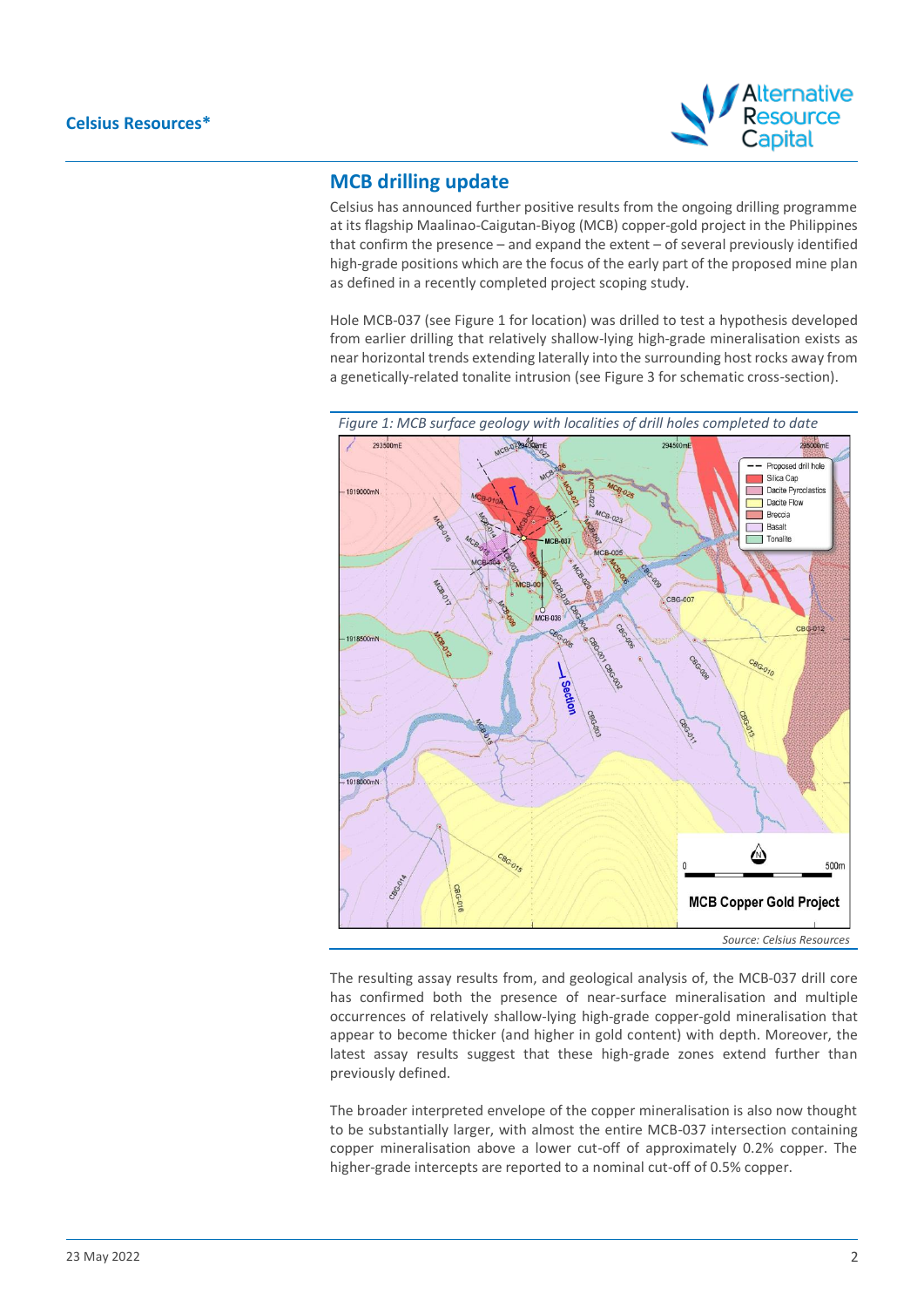## MCB drilling update

Celsius has announced further positive results from the ongoing drilling programme at its flagship Maalinao-Caigutan-Biyog (MCB) copper-gold project in the Philippines that confirm the presence – and expand the extent – of several previously identified high-grade positions which are the focus of the early part of the proposed mine plan as defined in a recently completed project scoping study.

Hole MCB-037 (see Figure 1 for location) was drilled to test a hypothesis developed from earlier drilling that relatively shallow-lying high-grade mineralisation exists as near horizontal trends extending laterally into the surrounding host rocks away from a genetically-related tonalite intrusion (see Figure 3 for schematic cross-section).

*Figure 1: MCB surface geology with localities of drill holes completed to date*

*Source: Celsius Resources*

The resulting assay results from, and geological analysis of, the MCB-037 drill core has confirmed both the presence of near-surface mineralisation and multiple occurrences of relatively shallow-lying high-grade copper-gold mineralisation that appear to become thicker (and higher in gold content) with depth. Moreover, the latest assay results suggest that these high-grade zones extend further than previously defined.

The broader interpreted envelope of the copper mineralisation is also now thought to be substantially larger, with almost the entire MCB-037 intersection containing copper mineralisation above a lower cut-off of approximately 0.2% copper. The higher-grade intercepts are reported to a nominal cut-off of 0.5% copper.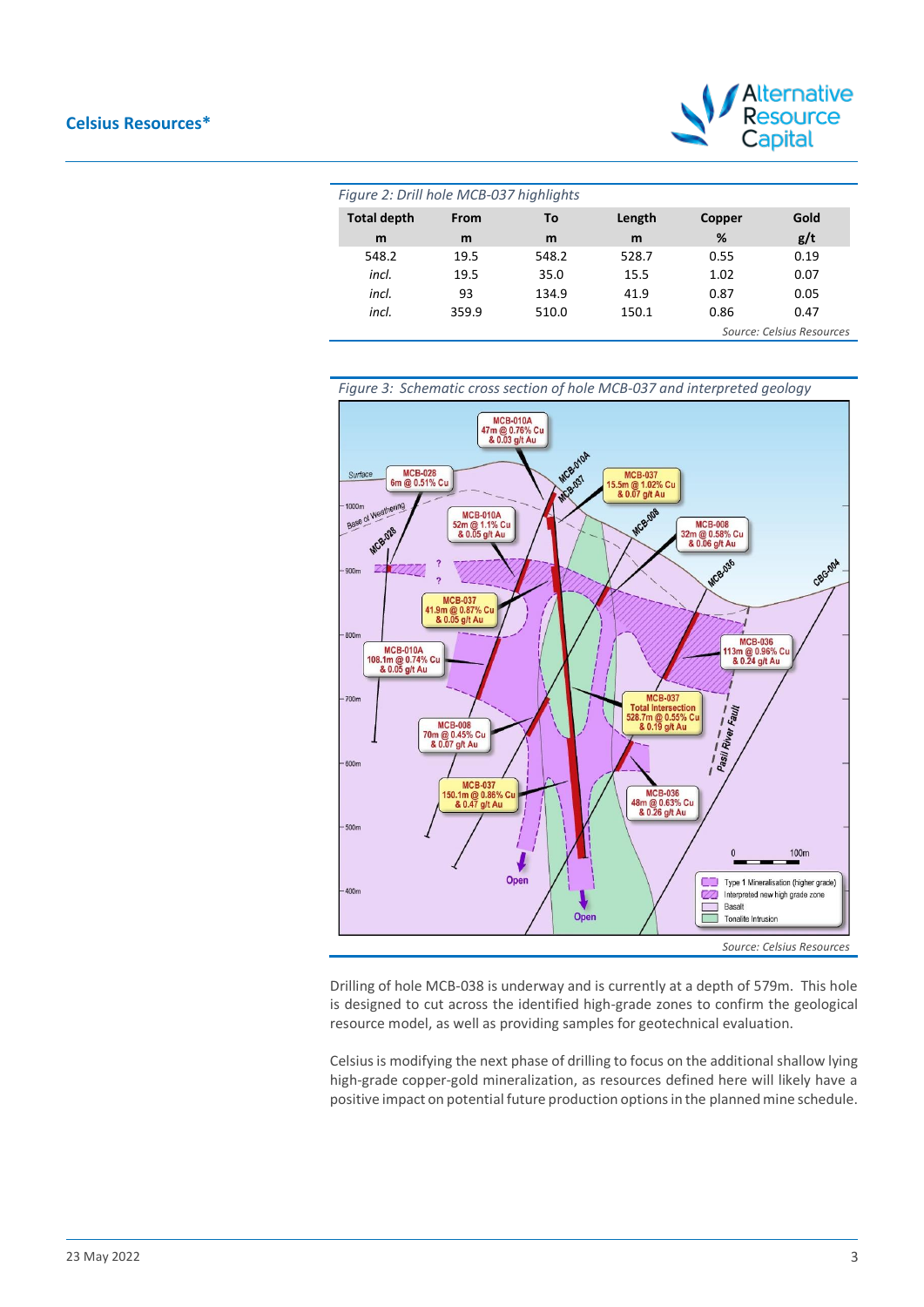*Figure 2: Drill hole MCB-037 highlights*

| Total depth | From | To | Length | Copper | Gold |
|---|---|---|---|---|---|
| m | m | m | m | % | g/t |
| 548.2 | 19.5 | 548.2 | 528.7 | 0.55 | 0.19 |
| *incl.* | 19.5 | 35.0 | 15.5 | 1.02 | 0.07 |
| *incl.* | 93 | 134.9 | 41.9 | 0.87 | 0.05 |
| *incl.* | 359.9 | 510.0 | 150.1 | 0.86 | 0.47 |

*Source: Celsius Resources*

*Figure 3: Schematic cross section of hole MCB-037 and interpreted geology*

*Source: Celsius Resources*

Drilling of hole MCB-038 is underway and is currently at a depth of 579m. This hole is designed to cut across the identified high-grade zones to confirm the geological resource model, as well as providing samples for geotechnical evaluation.

Celsius is modifying the next phase of drilling to focus on the additional shallow lying high-grade copper-gold mineralization, as resources defined here will likely have a positive impact on potential future production options in the planned mine schedule.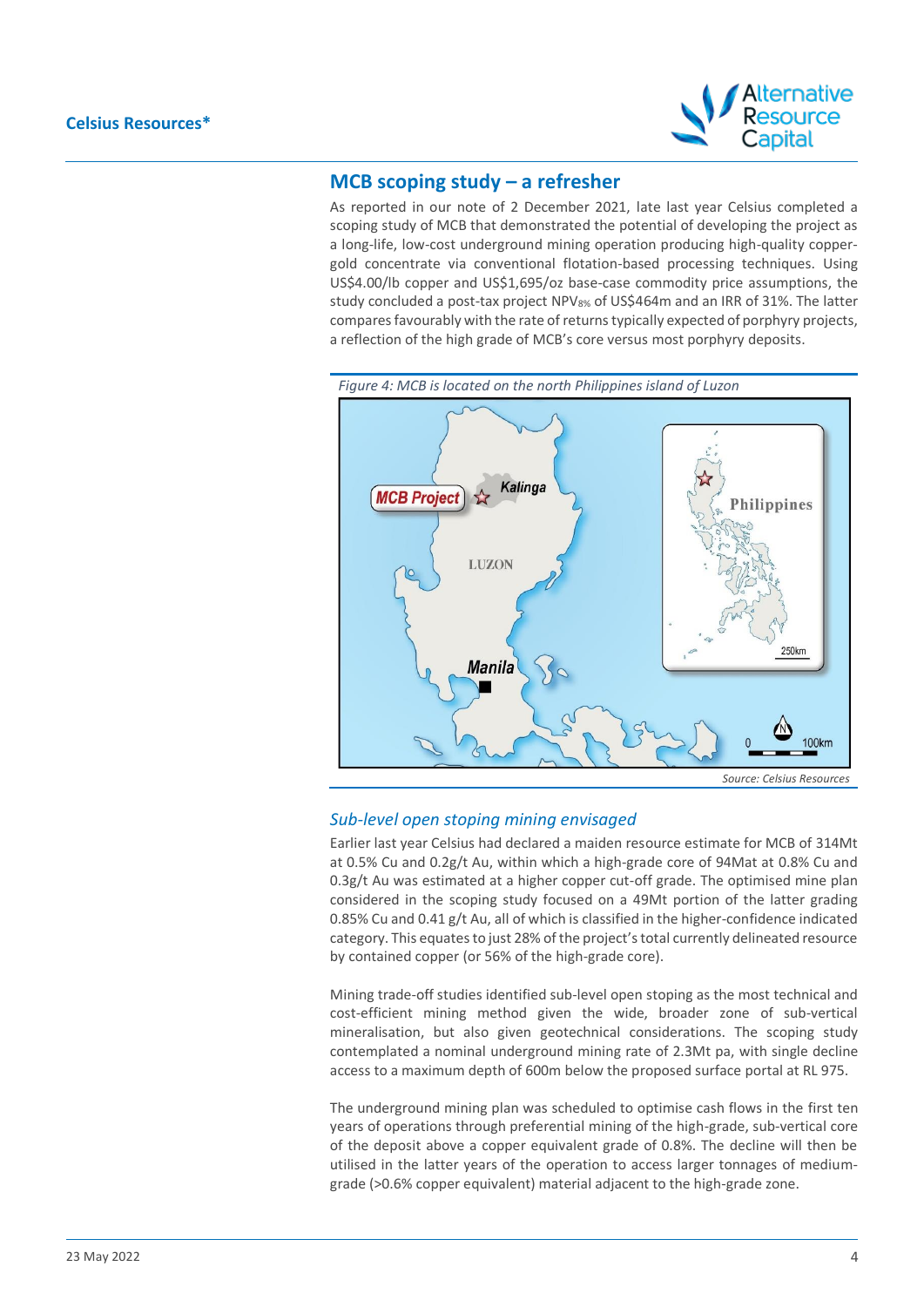## MCB scoping study – a refresher

As reported in our note of 2 December 2021, late last year Celsius completed a scoping study of MCB that demonstrated the potential of developing the project as a long-life, low-cost underground mining operation producing high-quality copper-gold concentrate via conventional flotation-based processing techniques. Using US$4.00/lb copper and US$1,695/oz base-case commodity price assumptions, the study concluded a post-tax project $NPV_{8\%}$ of US$464m and an IRR of 31%. The latter compares favourably with the rate of returns typically expected of porphyry projects, a reflection of the high grade of MCB's core versus most porphyry deposits.

*Figure 4: MCB is located on the north Philippines island of Luzon*

*Source: Celsius Resources*

### *Sub-level open stoping mining envisaged*

Earlier last year Celsius had declared a maiden resource estimate for MCB of 314Mt at 0.5% Cu and 0.2g/t Au, within which a high-grade core of 94Mat at 0.8% Cu and 0.3g/t Au was estimated at a higher copper cut-off grade. The optimised mine plan considered in the scoping study focused on a 49Mt portion of the latter grading 0.85% Cu and 0.41 g/t Au, all of which is classified in the higher-confidence indicated category. This equates to just 28% of the project's total currently delineated resource by contained copper (or 56% of the high-grade core).

Mining trade-off studies identified sub-level open stoping as the most technical and cost-efficient mining method given the wide, broader zone of sub-vertical mineralisation, but also given geotechnical considerations. The scoping study contemplated a nominal underground mining rate of 2.3Mt pa, with single decline access to a maximum depth of 600m below the proposed surface portal at RL 975.

The underground mining plan was scheduled to optimise cash flows in the first ten years of operations through preferential mining of the high-grade, sub-vertical core of the deposit above a copper equivalent grade of 0.8%. The decline will then be utilised in the latter years of the operation to access larger tonnages of medium-grade (>0.6% copper equivalent) material adjacent to the high-grade zone.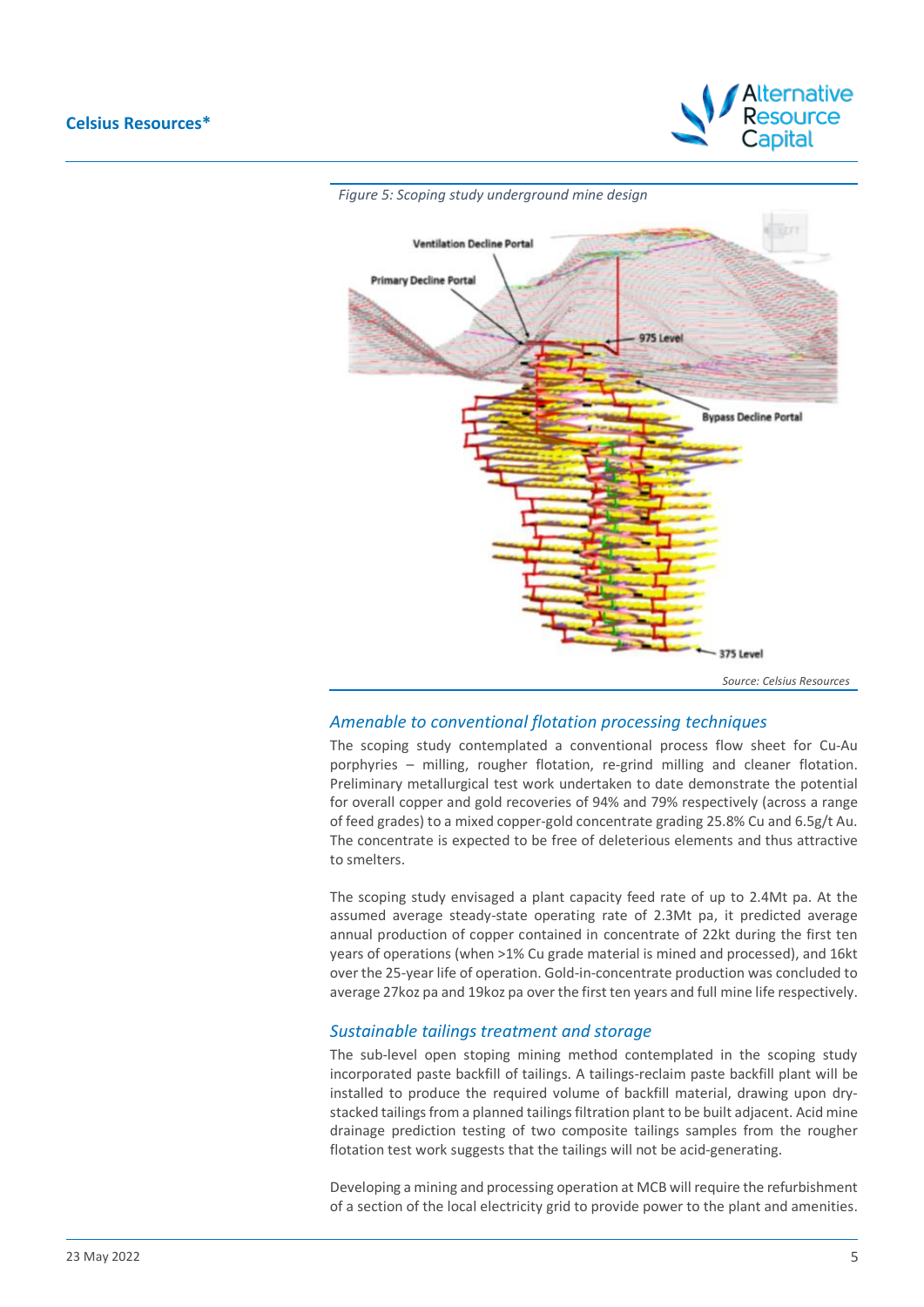*Figure 5: Scoping study underground mine design*

Source: Celsius Resources

### *Amenable to conventional flotation processing techniques*

The scoping study contemplated a conventional process flow sheet for Cu-Au porphyries – milling, rougher flotation, re-grind milling and cleaner flotation. Preliminary metallurgical test work undertaken to date demonstrate the potential for overall copper and gold recoveries of 94% and 79% respectively (across a range of feed grades) to a mixed copper-gold concentrate grading 25.8% Cu and 6.5g/t Au. The concentrate is expected to be free of deleterious elements and thus attractive to smelters.

The scoping study envisaged a plant capacity feed rate of up to 2.4Mt pa. At the assumed average steady-state operating rate of 2.3Mt pa, it predicted average annual production of copper contained in concentrate of 22kt during the first ten years of operations (when >1% Cu grade material is mined and processed), and 16kt over the 25-year life of operation. Gold-in-concentrate production was concluded to average 27koz pa and 19koz pa over the first ten years and full mine life respectively.

### *Sustainable tailings treatment and storage*

The sub-level open stoping mining method contemplated in the scoping study incorporated paste backfill of tailings. A tailings-reclaim paste backfill plant will be installed to produce the required volume of backfill material, drawing upon dry-stacked tailings from a planned tailings filtration plant to be built adjacent. Acid mine drainage prediction testing of two composite tailings samples from the rougher flotation test work suggests that the tailings will not be acid-generating.

Developing a mining and processing operation at MCB will require the refurbishment of a section of the local electricity grid to provide power to the plant and amenities.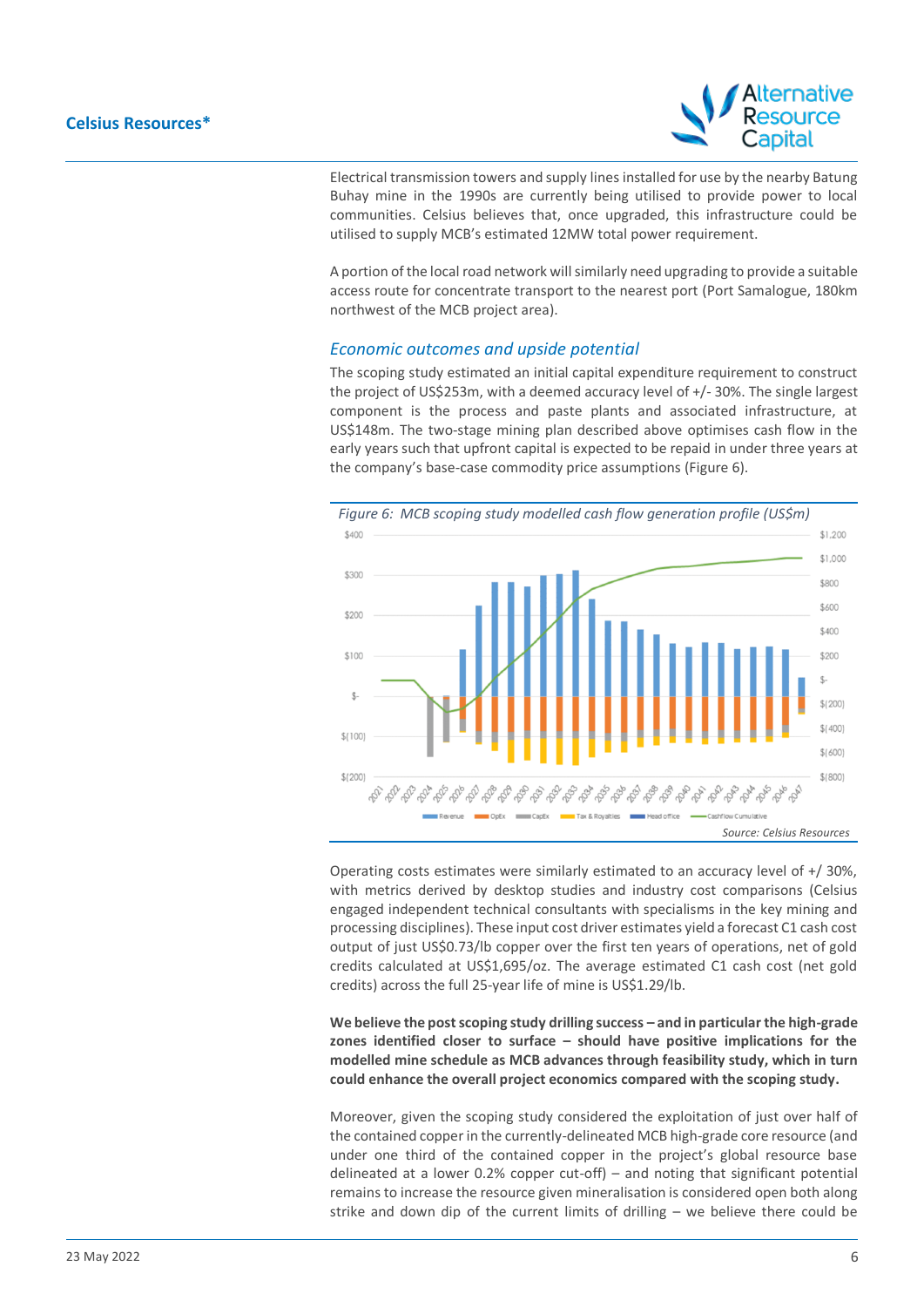Electrical transmission towers and supply lines installed for use by the nearby Batung Buhay mine in the 1990s are currently being utilised to provide power to local communities. Celsius believes that, once upgraded, this infrastructure could be utilised to supply MCB's estimated 12MW total power requirement.

A portion of the local road network will similarly need upgrading to provide a suitable access route for concentrate transport to the nearest port (Port Samalogue, 180km northwest of the MCB project area).

### *Economic outcomes and upside potential*

The scoping study estimated an initial capital expenditure requirement to construct the project of US$253m, with a deemed accuracy level of +/- 30%. The single largest component is the process and paste plants and associated infrastructure, at US$148m. The two-stage mining plan described above optimises cash flow in the early years such that upfront capital is expected to be repaid in under three years at the company's base-case commodity price assumptions (Figure 6).

*Figure 6: MCB scoping study modelled cash flow generation profile (US$m)*

*Source: Celsius Resources*

Operating costs estimates were similarly estimated to an accuracy level of +/ 30%, with metrics derived by desktop studies and industry cost comparisons (Celsius engaged independent technical consultants with specialisms in the key mining and processing disciplines). These input cost driver estimates yield a forecast C1 cash cost output of just US$0.73/lb copper over the first ten years of operations, net of gold credits calculated at US$1,695/oz. The average estimated C1 cash cost (net gold credits) across the full 25-year life of mine is US$1.29/lb.

**We believe the post scoping study drilling success – and in particular the high-grade zones identified closer to surface – should have positive implications for the modelled mine schedule as MCB advances through feasibility study, which in turn could enhance the overall project economics compared with the scoping study.**

Moreover, given the scoping study considered the exploitation of just over half of the contained copper in the currently-delineated MCB high-grade core resource (and under one third of the contained copper in the project's global resource base delineated at a lower 0.2% copper cut-off) – and noting that significant potential remains to increase the resource given mineralisation is considered open both along strike and down dip of the current limits of drilling – we believe there could be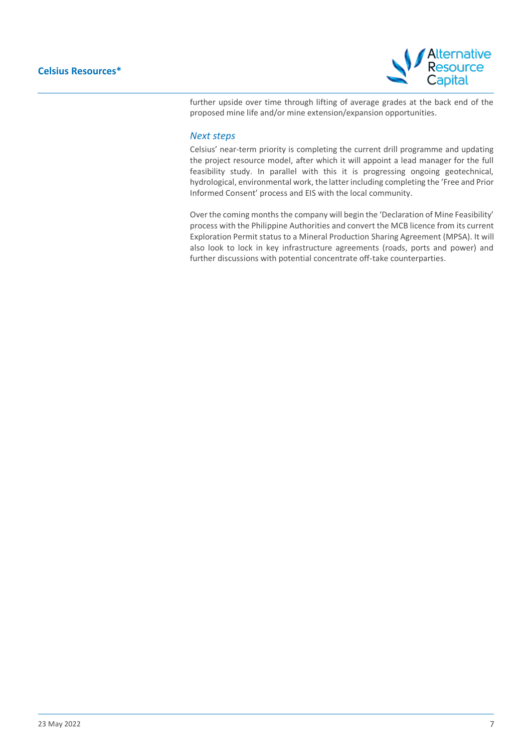further upside over time through lifting of average grades at the back end of the proposed mine life and/or mine extension/expansion opportunities.

### *Next steps*

Celsius' near-term priority is completing the current drill programme and updating the project resource model, after which it will appoint a lead manager for the full feasibility study. In parallel with this it is progressing ongoing geotechnical, hydrological, environmental work, the latter including completing the 'Free and Prior Informed Consent' process and EIS with the local community.

Over the coming months the company will begin the 'Declaration of Mine Feasibility' process with the Philippine Authorities and convert the MCB licence from its current Exploration Permit status to a Mineral Production Sharing Agreement (MPSA). It will also look to lock in key infrastructure agreements (roads, ports and power) and further discussions with potential concentrate off-take counterparties.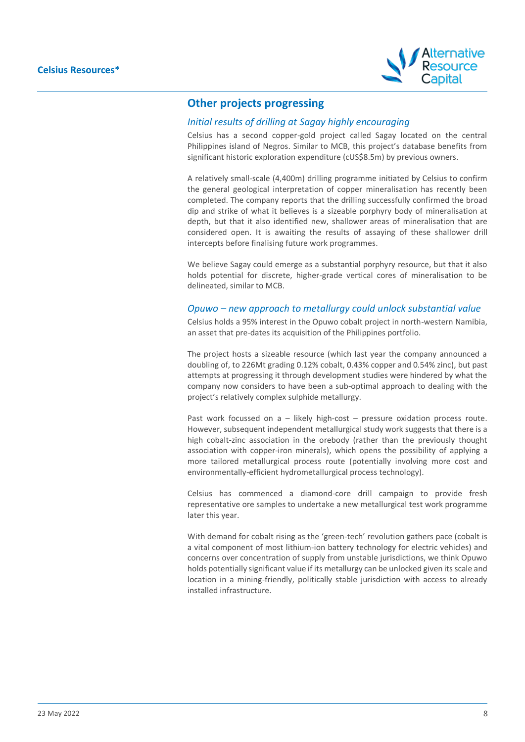## Other projects progressing

### *Initial results of drilling at Sagay highly encouraging*

Celsius has a second copper-gold project called Sagay located on the central Philippines island of Negros. Similar to MCB, this project's database benefits from significant historic exploration expenditure (cUS$8.5m) by previous owners.

A relatively small-scale (4,400m) drilling programme initiated by Celsius to confirm the general geological interpretation of copper mineralisation has recently been completed. The company reports that the drilling successfully confirmed the broad dip and strike of what it believes is a sizeable porphyry body of mineralisation at depth, but that it also identified new, shallower areas of mineralisation that are considered open. It is awaiting the results of assaying of these shallower drill intercepts before finalising future work programmes.

We believe Sagay could emerge as a substantial porphyry resource, but that it also holds potential for discrete, higher-grade vertical cores of mineralisation to be delineated, similar to MCB.

### *Opuwo – new approach to metallurgy could unlock substantial value*

Celsius holds a 95% interest in the Opuwo cobalt project in north-western Namibia, an asset that pre-dates its acquisition of the Philippines portfolio.

The project hosts a sizeable resource (which last year the company announced a doubling of, to 226Mt grading 0.12% cobalt, 0.43% copper and 0.54% zinc), but past attempts at progressing it through development studies were hindered by what the company now considers to have been a sub-optimal approach to dealing with the project's relatively complex sulphide metallurgy.

Past work focussed on a – likely high-cost – pressure oxidation process route. However, subsequent independent metallurgical study work suggests that there is a high cobalt-zinc association in the orebody (rather than the previously thought association with copper-iron minerals), which opens the possibility of applying a more tailored metallurgical process route (potentially involving more cost and environmentally-efficient hydrometallurgical process technology).

Celsius has commenced a diamond-core drill campaign to provide fresh representative ore samples to undertake a new metallurgical test work programme later this year.

With demand for cobalt rising as the 'green-tech' revolution gathers pace (cobalt is a vital component of most lithium-ion battery technology for electric vehicles) and concerns over concentration of supply from unstable jurisdictions, we think Opuwo holds potentially significant value if its metallurgy can be unlocked given its scale and location in a mining-friendly, politically stable jurisdiction with access to already installed infrastructure.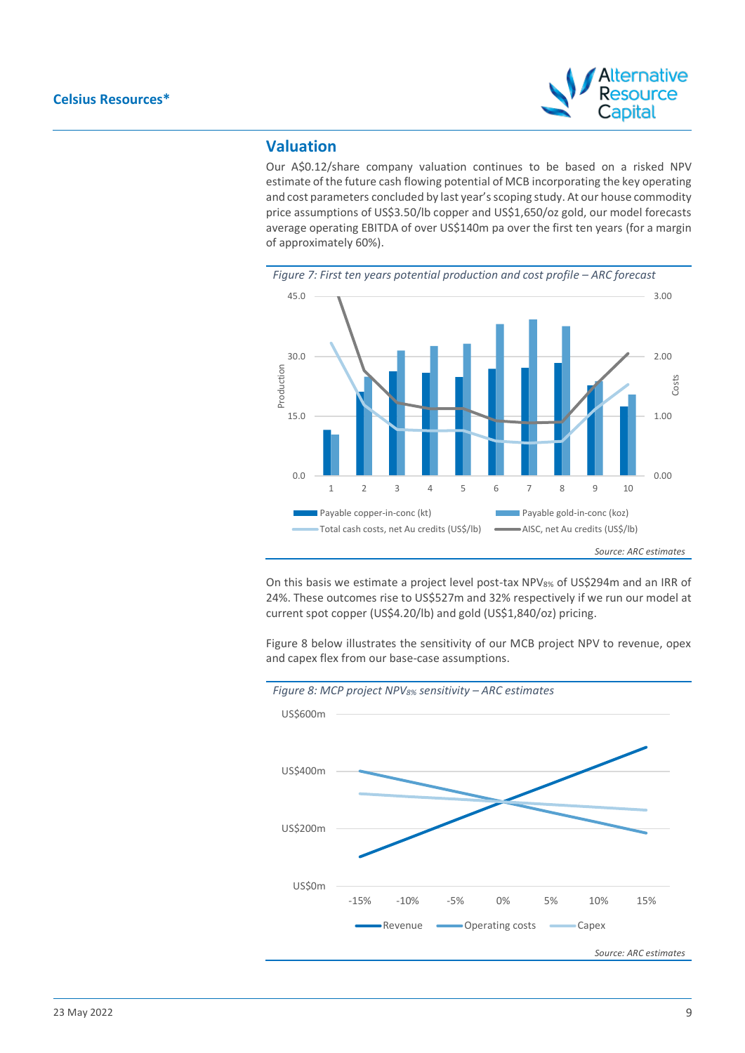## Valuation

Our A$0.12/share company valuation continues to be based on a risked NPV estimate of the future cash flowing potential of MCB incorporating the key operating and cost parameters concluded by last year's scoping study. At our house commodity price assumptions of US$3.50/lb copper and US$1,650/oz gold, our model forecasts average operating EBITDA of over US$140m pa over the first ten years (for a margin of approximately 60%).

*Figure 7: First ten years potential production and cost profile – ARC forecast*

*Source: ARC estimates*

On this basis we estimate a project level post-tax $NPV_{8\%}$ of US$294m and an IRR of 24%. These outcomes rise to US$527m and 32% respectively if we run our model at current spot copper (US$4.20/lb) and gold (US$1,840/oz) pricing.

Figure 8 below illustrates the sensitivity of our MCB project NPV to revenue, opex and capex flex from our base-case assumptions.

*Figure 8: MCP project $NPV_{8\%}$ sensitivity – ARC estimates*

*Source: ARC estimates*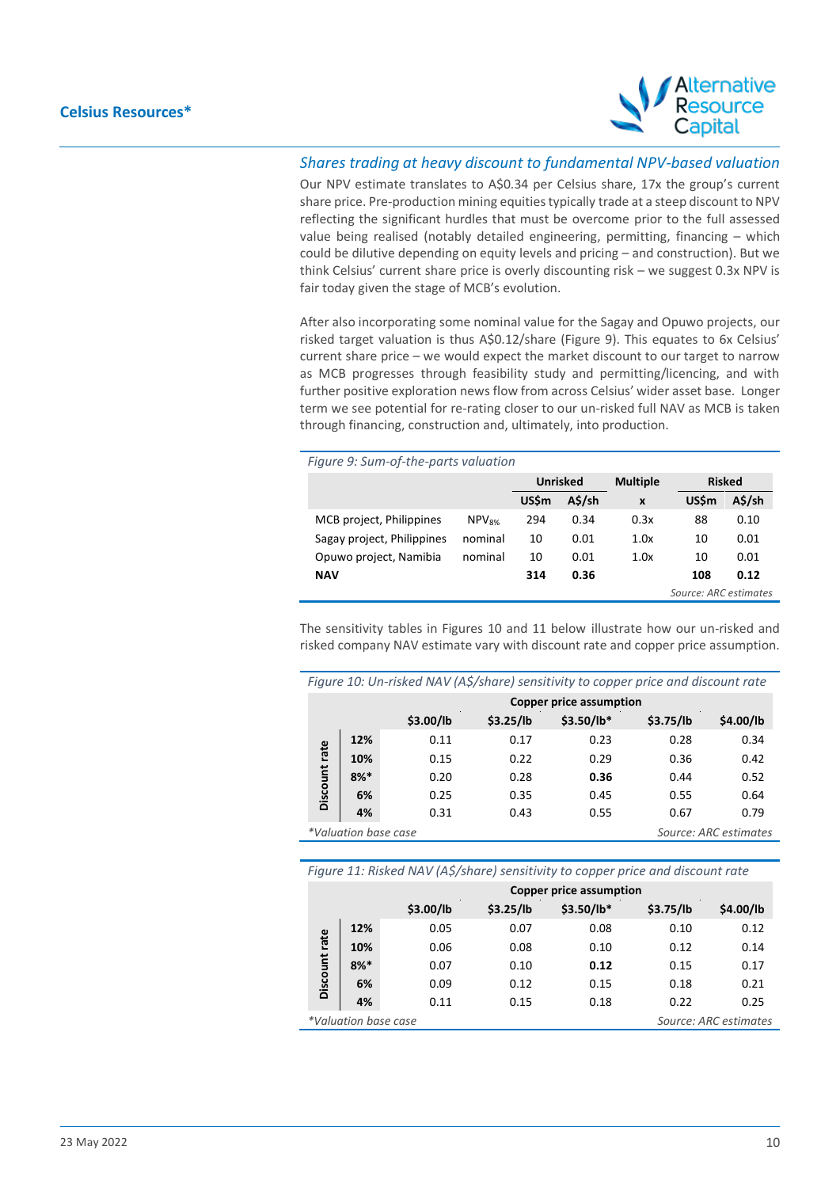### *Shares trading at heavy discount to fundamental NPV-based valuation*

Our NPV estimate translates to A$0.34 per Celsius share, 17x the group's current share price. Pre-production mining equities typically trade at a steep discount to NPV reflecting the significant hurdles that must be overcome prior to the full assessed value being realised (notably detailed engineering, permitting, financing – which could be dilutive depending on equity levels and pricing – and construction). But we think Celsius' current share price is overly discounting risk – we suggest 0.3x NPV is fair today given the stage of MCB's evolution.

After also incorporating some nominal value for the Sagay and Opuwo projects, our risked target valuation is thus A$0.12/share (Figure 9). This equates to 6x Celsius' current share price – we would expect the market discount to our target to narrow as MCB progresses through feasibility study and permitting/licencing, and with further positive exploration news flow from across Celsius' wider asset base. Longer term we see potential for re-rating closer to our un-risked full NAV as MCB is taken through financing, construction and, ultimately, into production.

*Figure 9: Sum-of-the-parts valuation*

| | | Unrisked | | Multiple | Risked | |
|---|---|---|---|---|---|---|
| | | US$m | A$/sh | x | US$m | A$/sh |
| MCB project, Philippines | $NPV_{8\%}$ | 294 | 0.34 | 0.3x | 88 | 0.10 |
| Sagay project, Philippines | nominal | 10 | 0.01 | 1.0x | 10 | 0.01 |
| Opuwo project, Namibia | nominal | 10 | 0.01 | 1.0x | 10 | 0.01 |
| **NAV** | | **314** | **0.36** | | **108** | **0.12** |

*Source: ARC estimates*

The sensitivity tables in Figures 10 and 11 below illustrate how our un-risked and risked company NAV estimate vary with discount rate and copper price assumption.

*Figure 10: Un-risked NAV (A$/share) sensitivity to copper price and discount rate*

| | Copper price assumption | | | | |
|---|---|---|---|---|---|
| Discount rate | $3.00/lb | $3.25/lb | $3.50/lb* | $3.75/lb | $4.00/lb |
| 12% | 0.11 | 0.17 | 0.23 | 0.28 | 0.34 |
| 10% | 0.15 | 0.22 | 0.29 | 0.36 | 0.42 |
| 8%* | 0.20 | 0.28 | **0.36** | 0.44 | 0.52 |
| 6% | 0.25 | 0.35 | 0.45 | 0.55 | 0.64 |
| 4% | 0.31 | 0.43 | 0.55 | 0.67 | 0.79 |

*\*Valuation base case* — *Source: ARC estimates*

*Figure 11: Risked NAV (A$/share) sensitivity to copper price and discount rate*

| | Copper price assumption | | | | |
|---|---|---|---|---|---|
| Discount rate | $3.00/lb | $3.25/lb | $3.50/lb* | $3.75/lb | $4.00/lb |
| 12% | 0.05 | 0.07 | 0.08 | 0.10 | 0.12 |
| 10% | 0.06 | 0.08 | 0.10 | 0.12 | 0.14 |
| 8%* | 0.07 | 0.10 | **0.12** | 0.15 | 0.17 |
| 6% | 0.09 | 0.12 | 0.15 | 0.18 | 0.21 |
| 4% | 0.11 | 0.15 | 0.18 | 0.22 | 0.25 |

*\*Valuation base case* — *Source: ARC estimates*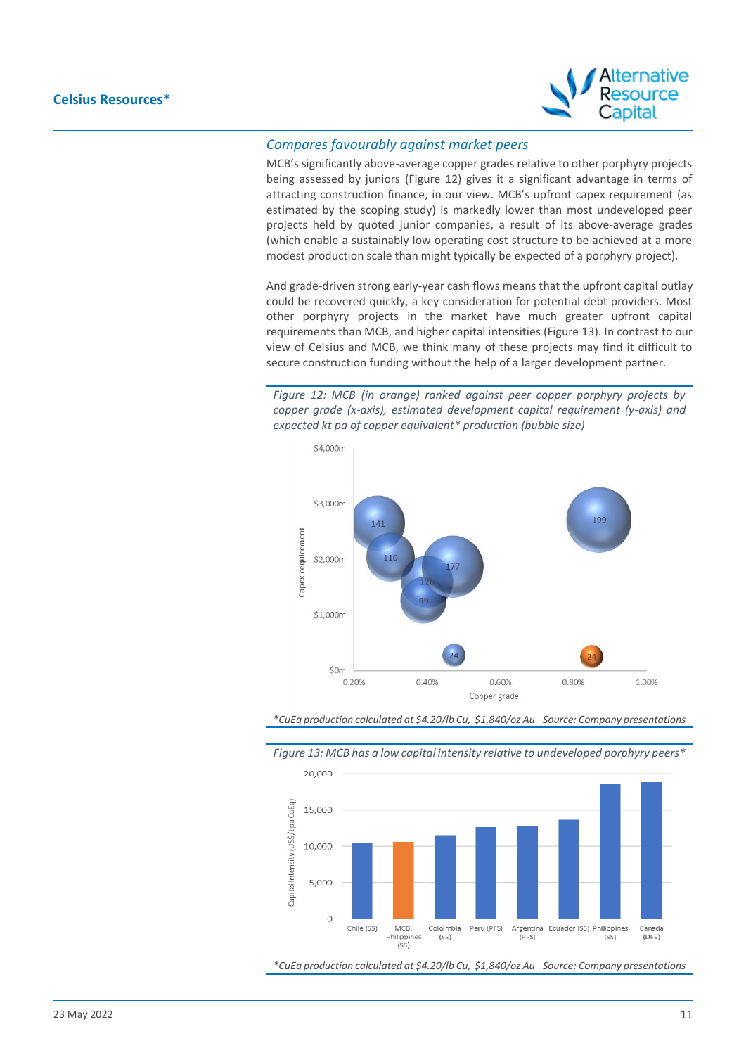### *Compares favourably against market peers*

MCB's significantly above-average copper grades relative to other porphyry projects being assessed by juniors (Figure 12) gives it a significant advantage in terms of attracting construction finance, in our view. MCB's upfront capex requirement (as estimated by the scoping study) is markedly lower than most undeveloped peer projects held by quoted junior companies, a result of its above-average grades (which enable a sustainably low operating cost structure to be achieved at a more modest production scale than might typically be expected of a porphyry project).

And grade-driven strong early-year cash flows means that the upfront capital outlay could be recovered quickly, a key consideration for potential debt providers. Most other porphyry projects in the market have much greater upfront capital requirements than MCB, and higher capital intensities (Figure 13). In contrast to our view of Celsius and MCB, we think many of these projects may find it difficult to secure construction funding without the help of a larger development partner.

*Figure 12: MCB (in orange) ranked against peer copper porphyry projects by copper grade (x-axis), estimated development capital requirement (y-axis) and expected kt pa of copper equivalent* production (bubble size)*

*\*CuEq production calculated at $4.20/lb Cu, $1,840/oz Au   Source: Company presentations*

*Figure 13: MCB has a low capital intensity relative to undeveloped porphyry peers\**

*\*CuEq production calculated at $4.20/lb Cu, $1,840/oz Au   Source: Company presentations*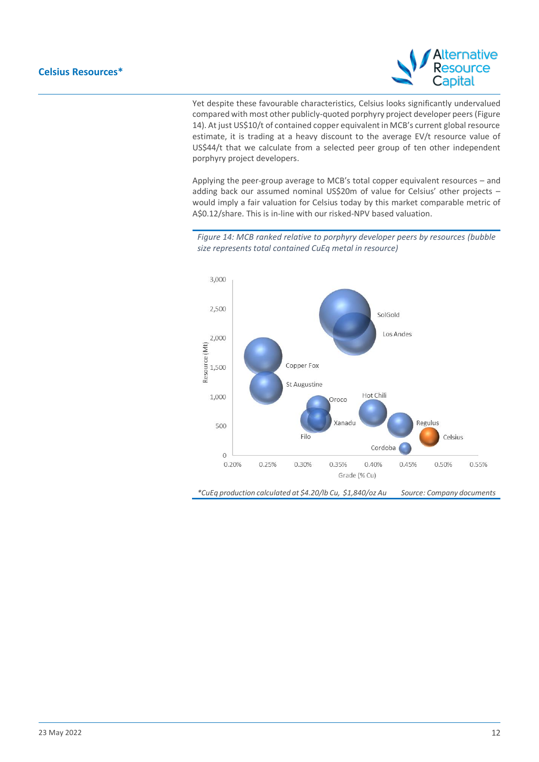Yet despite these favourable characteristics, Celsius looks significantly undervalued compared with most other publicly-quoted porphyry project developer peers (Figure 14). At just US$10/t of contained copper equivalent in MCB's current global resource estimate, it is trading at a heavy discount to the average EV/t resource value of US$44/t that we calculate from a selected peer group of ten other independent porphyry project developers.

Applying the peer-group average to MCB's total copper equivalent resources – and adding back our assumed nominal US$20m of value for Celsius' other projects – would imply a fair valuation for Celsius today by this market comparable metric of A$0.12/share. This is in-line with our risked-NPV based valuation.

*Figure 14: MCB ranked relative to porphyry developer peers by resources (bubble size represents total contained CuEq metal in resource)*

*CuEq production calculated at $4.20/lb Cu, $1,840/oz Au     Source: Company documents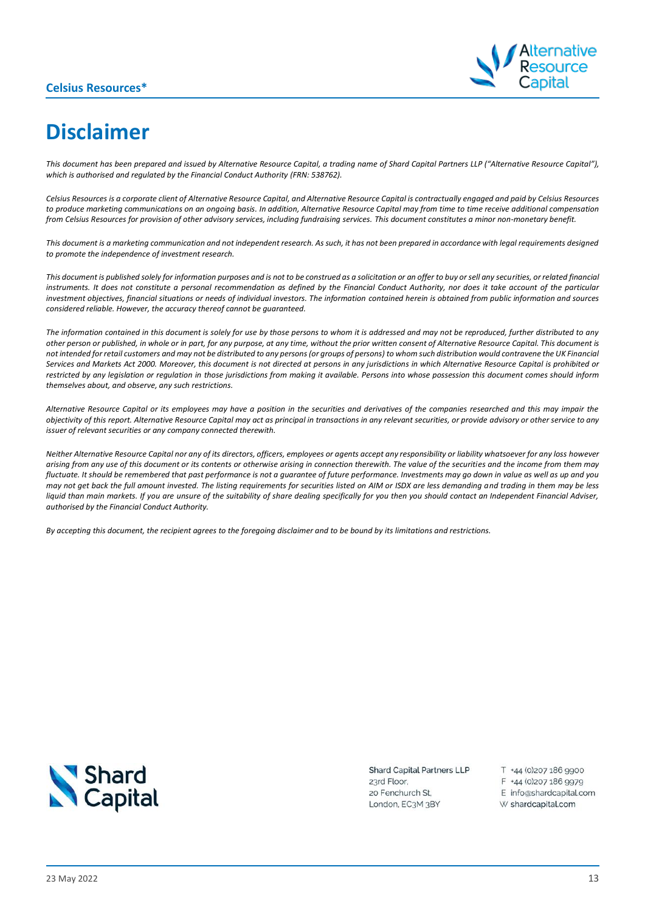# Disclaimer

*This document has been prepared and issued by Alternative Resource Capital, a trading name of Shard Capital Partners LLP ("Alternative Resource Capital"), which is authorised and regulated by the Financial Conduct Authority (FRN: 538762).*

*Celsius Resources is a corporate client of Alternative Resource Capital, and Alternative Resource Capital is contractually engaged and paid by Celsius Resources to produce marketing communications on an ongoing basis. In addition, Alternative Resource Capital may from time to time receive additional compensation from Celsius Resources for provision of other advisory services, including fundraising services. This document constitutes a minor non-monetary benefit.*

*This document is a marketing communication and not independent research. As such, it has not been prepared in accordance with legal requirements designed to promote the independence of investment research.*

*This document is published solely for information purposes and is not to be construed as a solicitation or an offer to buy or sell any securities, or related financial instruments. It does not constitute a personal recommendation as defined by the Financial Conduct Authority, nor does it take account of the particular investment objectives, financial situations or needs of individual investors. The information contained herein is obtained from public information and sources considered reliable. However, the accuracy thereof cannot be guaranteed.*

*The information contained in this document is solely for use by those persons to whom it is addressed and may not be reproduced, further distributed to any other person or published, in whole or in part, for any purpose, at any time, without the prior written consent of Alternative Resource Capital. This document is not intended for retail customers and may not be distributed to any persons (or groups of persons) to whom such distribution would contravene the UK Financial Services and Markets Act 2000. Moreover, this document is not directed at persons in any jurisdictions in which Alternative Resource Capital is prohibited or restricted by any legislation or regulation in those jurisdictions from making it available. Persons into whose possession this document comes should inform themselves about, and observe, any such restrictions.*

*Alternative Resource Capital or its employees may have a position in the securities and derivatives of the companies researched and this may impair the objectivity of this report. Alternative Resource Capital may act as principal in transactions in any relevant securities, or provide advisory or other service to any issuer of relevant securities or any company connected therewith.*

*Neither Alternative Resource Capital nor any of its directors, officers, employees or agents accept any responsibility or liability whatsoever for any loss however arising from any use of this document or its contents or otherwise arising in connection therewith. The value of the securities and the income from them may fluctuate. It should be remembered that past performance is not a guarantee of future performance. Investments may go down in value as well as up and you may not get back the full amount invested. The listing requirements for securities listed on AIM or ISDX are less demanding and trading in them may be less liquid than main markets. If you are unsure of the suitability of share dealing specifically for you then you should contact an Independent Financial Adviser, authorised by the Financial Conduct Authority.*

*By accepting this document, the recipient agrees to the foregoing disclaimer and to be bound by its limitations and restrictions.*

Shard Capital Partners LLP
23rd Floor,
20 Fenchurch St,
London, EC3M 3BY

T +44 (0)207 186 9900
F +44 (0)207 186 9979
E info@shardcapital.com
W shardcapital.com